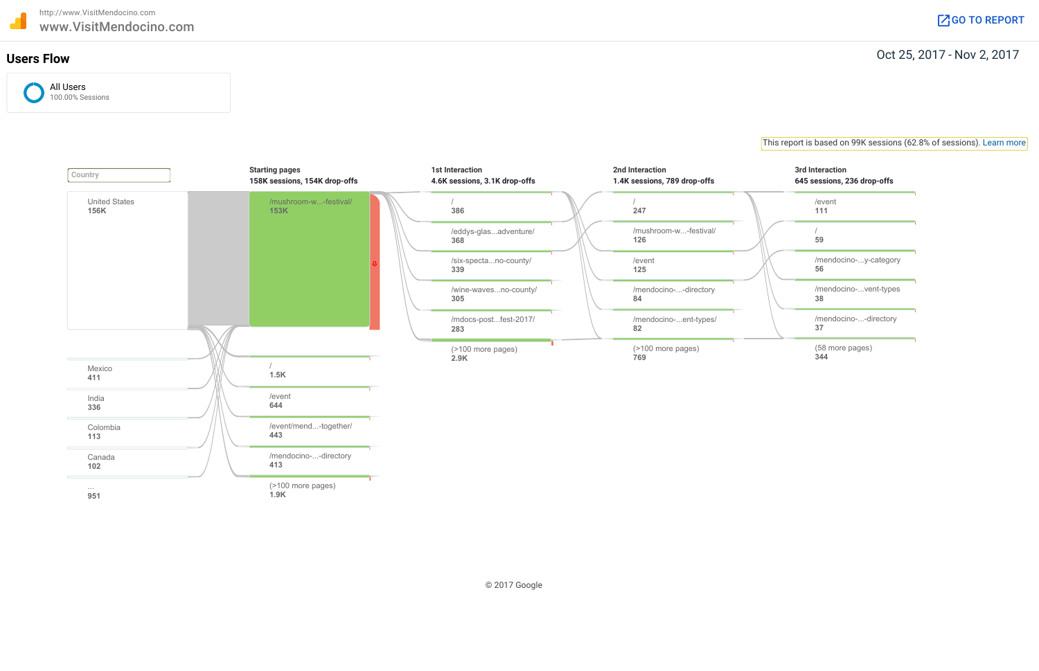http://www.VisitMendocino.com

www.VisitMendocino.com

GO TO REPORT

## Users Flow

Oct 25, 2017 - Nov 2, 2017

All Users
100.00% Sessions

This report is based on 99K sessions (62.8% of sessions). Learn more

Country

- United States 156K
- Mexico 411
- India 336
- Colombia 113
- Canada 102
- ... 951

**Starting pages**
**158K sessions, 154K drop-offs**

- /mushroom-w...-festival/ 153K
- / 1.5K
- /event 644
- /event/mend...-together/ 443
- /mendocino-...-directory 413
- (>100 more pages) 1.9K

**1st Interaction**
**4.6K sessions, 3.1K drop-offs**

- / 386
- /eddys-glas...adventure/ 368
- /six-specta...no-county/ 339
- /wine-waves...no-county/ 305
- /mdocs-post...fest-2017/ 283
- (>100 more pages) 2.9K

**2nd Interaction**
**1.4K sessions, 789 drop-offs**

- / 247
- /mushroom-w...-festival/ 126
- /event 125
- /mendocino-...-directory 84
- /mendocino-...ent-types/ 82
- (>100 more pages) 769

**3rd Interaction**
**645 sessions, 236 drop-offs**

- /event 111
- / 59
- /mendocino-...y-category 56
- /mendocino-...vent-types 38
- /mendocino-...-directory 37
- (58 more pages) 344

© 2017 Google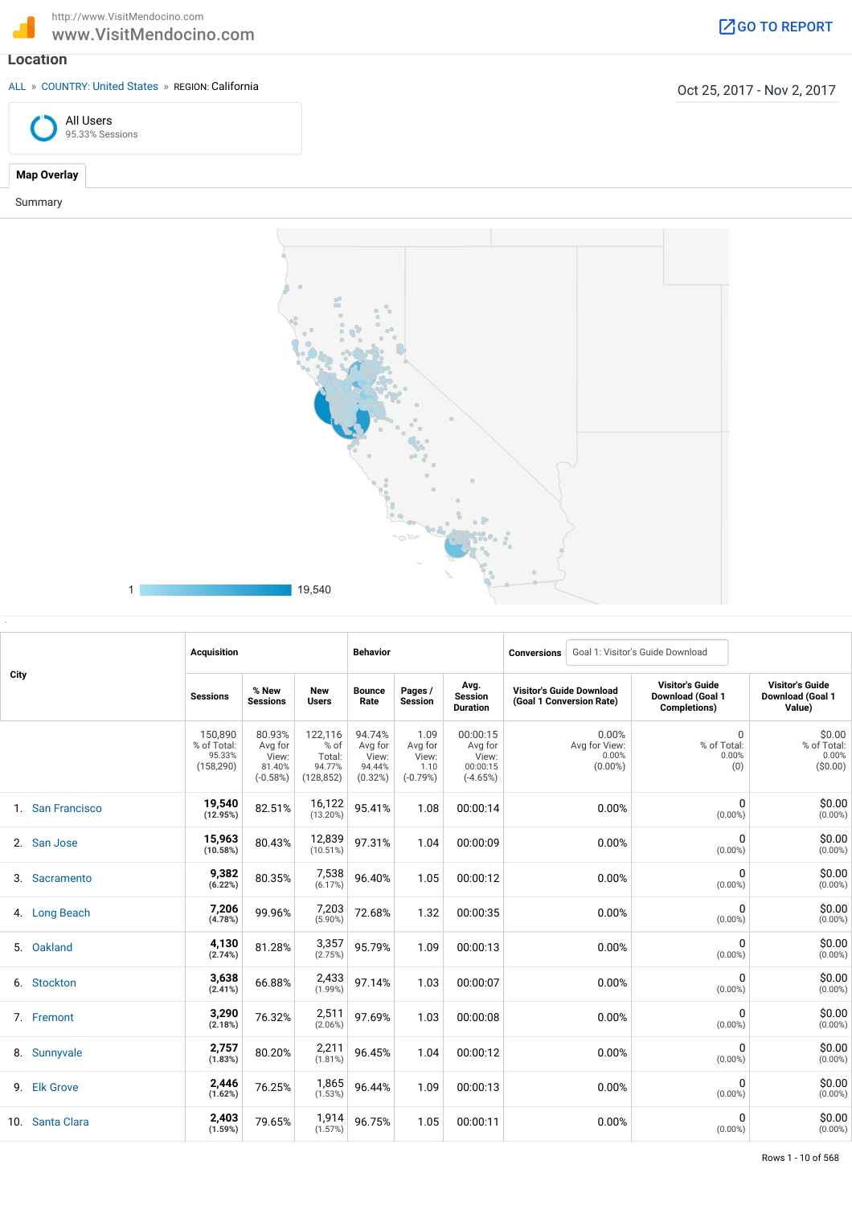http://www.VisitMendocino.com
www.VisitMendocino.com

GO TO REPORT

## Location

ALL » COUNTRY: United States » REGION: California

Oct 25, 2017 - Nov 2, 2017

All Users
95.33% Sessions

Map Overlay

Summary

1 19,540

| City | Acquisition | | | Behavior | | | Conversions: Goal 1: Visitor's Guide Download | | |
|---|---|---|---|---|---|---|---|---|---|
| | Sessions | % New Sessions | New Users | Bounce Rate | Pages / Session | Avg. Session Duration | Visitor's Guide Download (Goal 1 Conversion Rate) | Visitor's Guide Download (Goal 1 Completions) | Visitor's Guide Download (Goal 1 Value) |
| | 150,890 % of Total: 95.33% (158,290) | 80.93% Avg for View: 81.40% (-0.58%) | 122,116 % of Total: 94.77% (128,852) | 94.74% Avg for View: 94.44% (0.32%) | 1.09 Avg for View: 1.10 (-0.79%) | 00:00:15 Avg for View: 00:00:15 (-4.65%) | 0.00% Avg for View: 0.00% (0.00%) | 0 % of Total: 0.00% (0) | $0.00 % of Total: 0.00% ($0.00) |
| 1. San Francisco | 19,540 (12.95%) | 82.51% | 16,122 (13.20%) | 95.41% | 1.08 | 00:00:14 | 0.00% | 0 (0.00%) | $0.00 (0.00%) |
| 2. San Jose | 15,963 (10.58%) | 80.43% | 12,839 (10.51%) | 97.31% | 1.04 | 00:00:09 | 0.00% | 0 (0.00%) | $0.00 (0.00%) |
| 3. Sacramento | 9,382 (6.22%) | 80.35% | 7,538 (6.17%) | 96.40% | 1.05 | 00:00:12 | 0.00% | 0 (0.00%) | $0.00 (0.00%) |
| 4. Long Beach | 7,206 (4.78%) | 99.96% | 7,203 (5.90%) | 72.68% | 1.32 | 00:00:35 | 0.00% | 0 (0.00%) | $0.00 (0.00%) |
| 5. Oakland | 4,130 (2.74%) | 81.28% | 3,357 (2.75%) | 95.79% | 1.09 | 00:00:13 | 0.00% | 0 (0.00%) | $0.00 (0.00%) |
| 6. Stockton | 3,638 (2.41%) | 66.88% | 2,433 (1.99%) | 97.14% | 1.03 | 00:00:07 | 0.00% | 0 (0.00%) | $0.00 (0.00%) |
| 7. Fremont | 3,290 (2.18%) | 76.32% | 2,511 (2.06%) | 97.69% | 1.03 | 00:00:08 | 0.00% | 0 (0.00%) | $0.00 (0.00%) |
| 8. Sunnyvale | 2,757 (1.83%) | 80.20% | 2,211 (1.81%) | 96.45% | 1.04 | 00:00:12 | 0.00% | 0 (0.00%) | $0.00 (0.00%) |
| 9. Elk Grove | 2,446 (1.62%) | 76.25% | 1,865 (1.53%) | 96.44% | 1.09 | 00:00:13 | 0.00% | 0 (0.00%) | $0.00 (0.00%) |
| 10. Santa Clara | 2,403 (1.59%) | 79.65% | 1,914 (1.57%) | 96.75% | 1.05 | 00:00:11 | 0.00% | 0 (0.00%) | $0.00 (0.00%) |

Rows 1 - 10 of 568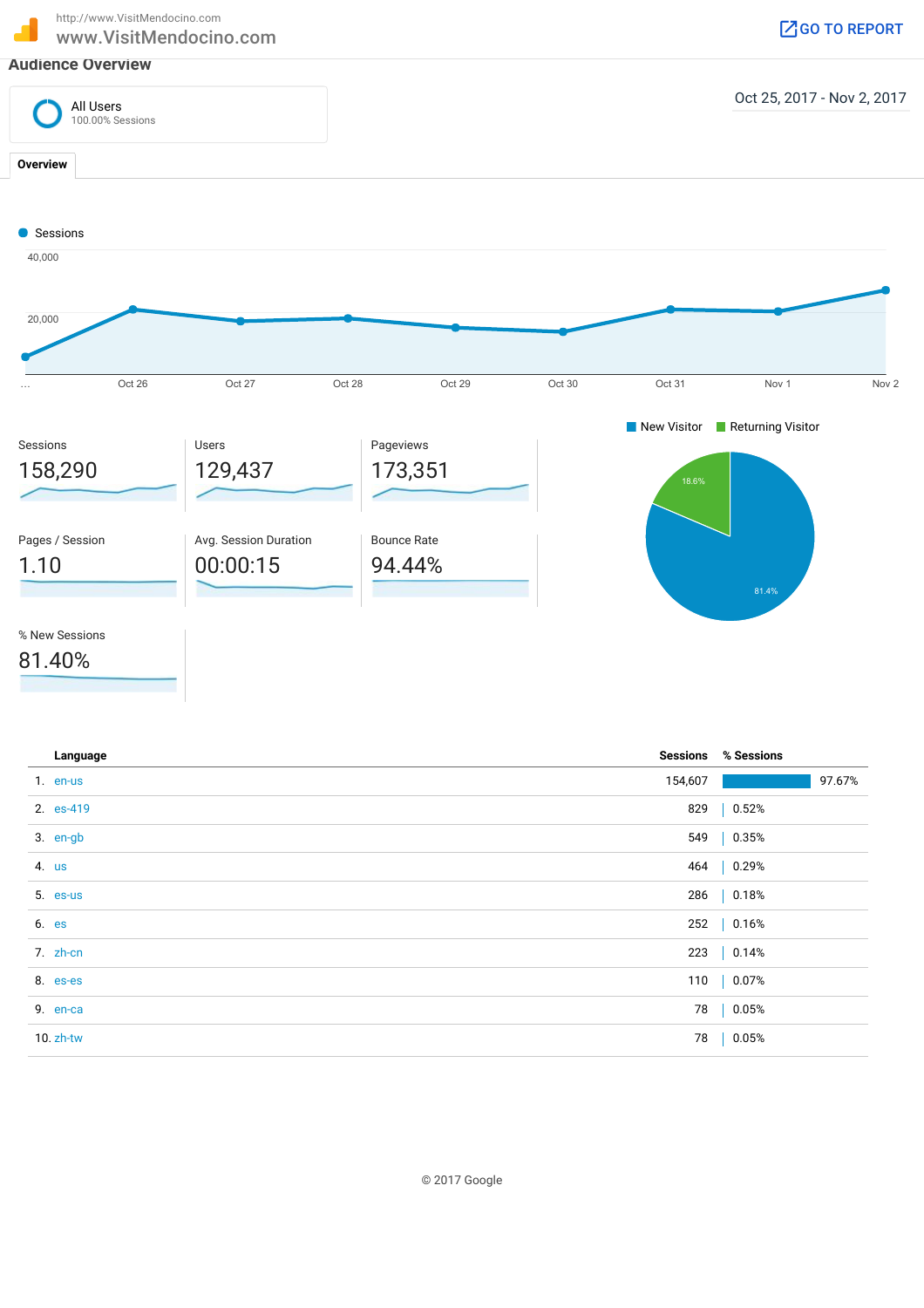http://www.VisitMendocino.com

# www.VisitMendocino.com

GO TO REPORT

## Audience Overview

**All Users**
100.00% Sessions

Oct 25, 2017 - Nov 2, 2017

**Overview**

Sessions

40,000

20,000

... Oct 26 Oct 27 Oct 28 Oct 29 Oct 30 Oct 31 Nov 1 Nov 2

| Sessions | Users | Pageviews |
|---|---|---|
| 158,290 | 129,437 | 173,351 |

| Pages / Session | Avg. Session Duration | Bounce Rate |
|---|---|---|
| 1.10 | 00:00:15 | 94.44% |

| % New Sessions |
|---|
| 81.40% |

New Visitor   Returning Visitor

18.6%

81.4%

| | Language | Sessions | % Sessions |
|---|---|---|---|
| 1. | en-us | 154,607 | 97.67% |
| 2. | es-419 | 829 | 0.52% |
| 3. | en-gb | 549 | 0.35% |
| 4. | us | 464 | 0.29% |
| 5. | es-us | 286 | 0.18% |
| 6. | es | 252 | 0.16% |
| 7. | zh-cn | 223 | 0.14% |
| 8. | es-es | 110 | 0.07% |
| 9. | en-ca | 78 | 0.05% |
| 10. | zh-tw | 78 | 0.05% |

© 2017 Google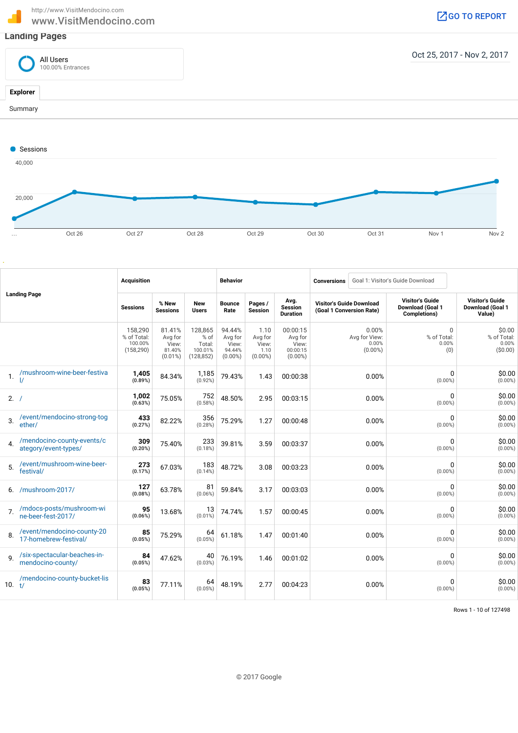http://www.VisitMendocino.com

www.VisitMendocino.com

GO TO REPORT

## Landing Pages

All Users
100.00% Entrances

Oct 25, 2017 - Nov 2, 2017

**Explorer**

Summary

Sessions

40,000

20,000

... Oct 26 Oct 27 Oct 28 Oct 29 Oct 30 Oct 31 Nov 1 Nov 2

| Landing Page | Acquisition | | | Behavior | | | Conversions: Goal 1: Visitor's Guide Download | | |
|---|---|---|---|---|---|---|---|---|---|
| | **Sessions** | **% New Sessions** | **New Users** | **Bounce Rate** | **Pages / Session** | **Avg. Session Duration** | **Visitor's Guide Download (Goal 1 Conversion Rate)** | **Visitor's Guide Download (Goal 1 Completions)** | **Visitor's Guide Download (Goal 1 Value)** |
| | 158,290 % of Total: 100.00% (158,290) | 81.41% Avg for View: 81.40% (0.01%) | 128,865 % of Total: 100.01% (128,852) | 94.44% Avg for View: 94.44% (0.00%) | 1.10 Avg for View: 1.10 (0.00%) | 00:00:15 Avg for View: 00:00:15 (0.00%) | 0.00% Avg for View: 0.00% (0.00%) | 0 % of Total: 0.00% (0) | $0.00 % of Total: 0.00% ($0.00) |
| 1. /mushroom-wine-beer-festival/ | **1,405** (0.89%) | 84.34% | 1,185 (0.92%) | 79.43% | 1.43 | 00:00:38 | 0.00% | 0 (0.00%) | $0.00 (0.00%) |
| 2. / | **1,002** (0.63%) | 75.05% | 752 (0.58%) | 48.50% | 2.95 | 00:03:15 | 0.00% | 0 (0.00%) | $0.00 (0.00%) |
| 3. /event/mendocino-strong-together/ | **433** (0.27%) | 82.22% | 356 (0.28%) | 75.29% | 1.27 | 00:00:48 | 0.00% | 0 (0.00%) | $0.00 (0.00%) |
| 4. /mendocino-county-events/category/event-types/ | **309** (0.20%) | 75.40% | 233 (0.18%) | 39.81% | 3.59 | 00:03:37 | 0.00% | 0 (0.00%) | $0.00 (0.00%) |
| 5. /event/mushroom-wine-beer-festival/ | **273** (0.17%) | 67.03% | 183 (0.14%) | 48.72% | 3.08 | 00:03:23 | 0.00% | 0 (0.00%) | $0.00 (0.00%) |
| 6. /mushroom-2017/ | **127** (0.08%) | 63.78% | 81 (0.06%) | 59.84% | 3.17 | 00:03:03 | 0.00% | 0 (0.00%) | $0.00 (0.00%) |
| 7. /mdocs-posts/mushroom-wine-beer-fest-2017/ | **95** (0.06%) | 13.68% | 13 (0.01%) | 74.74% | 1.57 | 00:00:45 | 0.00% | 0 (0.00%) | $0.00 (0.00%) |
| 8. /event/mendocino-county-2017-homebrew-festival/ | **85** (0.05%) | 75.29% | 64 (0.05%) | 61.18% | 1.47 | 00:01:40 | 0.00% | 0 (0.00%) | $0.00 (0.00%) |
| 9. /six-spectacular-beaches-in-mendocino-county/ | **84** (0.05%) | 47.62% | 40 (0.03%) | 76.19% | 1.46 | 00:01:02 | 0.00% | 0 (0.00%) | $0.00 (0.00%) |
| 10. /mendocino-county-bucket-list/ | **83** (0.05%) | 77.11% | 64 (0.05%) | 48.19% | 2.77 | 00:04:23 | 0.00% | 0 (0.00%) | $0.00 (0.00%) |

Rows 1 - 10 of 127498

© 2017 Google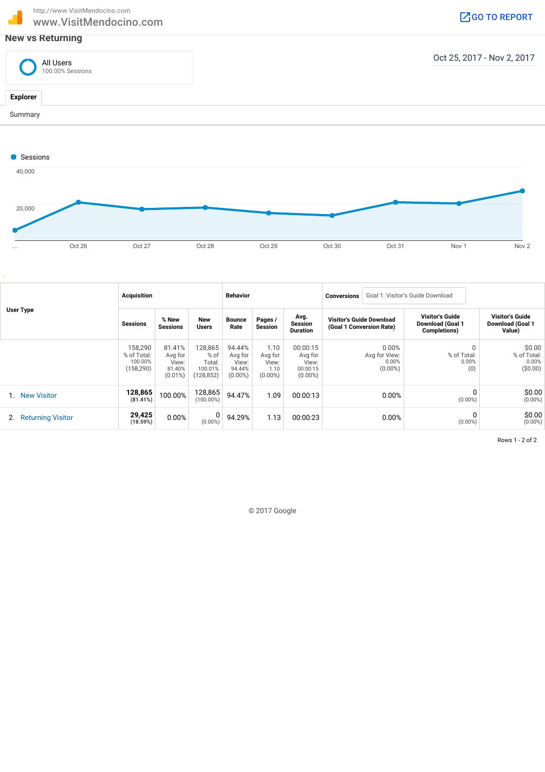http://www.VisitMendocino.com

www.VisitMendocino.com

GO TO REPORT

## New vs Returning

All Users
100.00% Sessions

Oct 25, 2017 - Nov 2, 2017

Explorer

Summary

Sessions

40,000

20,000

... Oct 26 Oct 27 Oct 28 Oct 29 Oct 30 Oct 31 Nov 1 Nov 2

| User Type | Acquisition | | | Behavior | | | Conversions: Goal 1: Visitor's Guide Download | | |
|---|---|---|---|---|---|---|---|---|---|
| | Sessions | % New Sessions | New Users | Bounce Rate | Pages / Session | Avg. Session Duration | Visitor's Guide Download (Goal 1 Conversion Rate) | Visitor's Guide Download (Goal 1 Completions) | Visitor's Guide Download (Goal 1 Value) |
| | 158,290 % of Total: 100.00% (158,290) | 81.41% Avg for View: 81.40% (0.01%) | 128,865 % of Total: 100.01% (128,852) | 94.44% Avg for View: 94.44% (0.00%) | 1.10 Avg for View: 1.10 (0.00%) | 00:00:15 Avg for View: 00:00:15 (0.00%) | 0.00% Avg for View: 0.00% (0.00%) | 0 % of Total: 0.00% (0) | $0.00 % of Total: 0.00% ($0.00) |
| 1. New Visitor | **128,865** (81.41%) | 100.00% | 128,865 (100.00%) | 94.47% | 1.09 | 00:00:13 | 0.00% | 0 (0.00%) | $0.00 (0.00%) |
| 2. Returning Visitor | **29,425** (18.59%) | 0.00% | 0 (0.00%) | 94.29% | 1.13 | 00:00:23 | 0.00% | 0 (0.00%) | $0.00 (0.00%) |

Rows 1 - 2 of 2

© 2017 Google